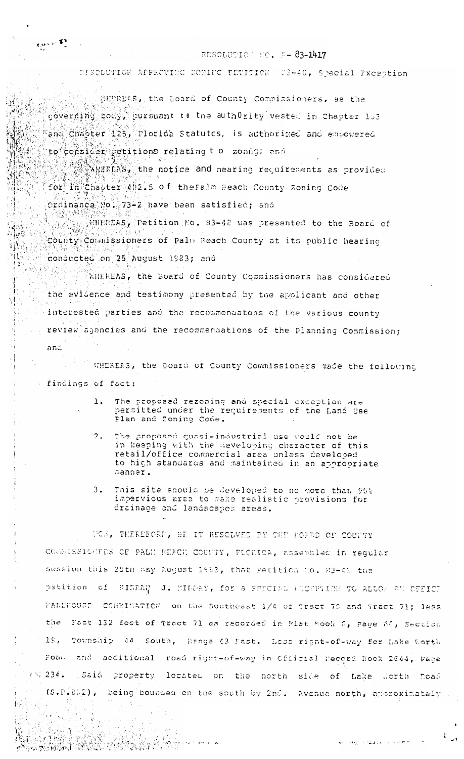RESOLUTION NO. R- 83-1417

RESOLUTION APPROVING ZONING PETITION 83-48, Special Exception

WHEREAS, the Board of County Commissioners, as the governing body, pursuant to the authority vested in Chapter 163 and Chapter 125, Florida Statutes, is authorized and empowered to consider petitions relating to zoning; and

WHEREAS, the notice and hearing requirements as provided for in Chapter 402.5 of the Palm Beach County Zoning Code Ordinance No. 73-2 have been satisfied; and

WHEREAS, Petition No. 83-48 was presented to the Board of County Commissioners of Palm Beach County at its public hearing conducted on 25 August 1983; and

WHEREAS, the Board of County Commissioners has considered the evidence and testimony presented by the applicant and other interested parties and the recommendatons of the various county review agencies and the recommendations of the Planning Commission; and

WHEREAS, the Board of County Commissioners made the following findings of fact:

1. The proposed rezoning and special exception are permitted under the requirements of the Land Use Plan and Zoning Code.
2. The proposed quasi-industrial use would not be in keeping with the developing character of this retail/office commercial area unless developed to high standards and maintained in an appropriate manner.
3. This site should be developed to no more than 95% impervious area to make realistic provisions for drainage and landscaped areas.

NOW, THEREFORE, BE IT RESOLVED BY THE BOARD OF COUNTY COMMISSIONERS OF PALM BEACH COUNTY, FLORIDA, assembled in regular session this 25th day August 1983, that Petition No. 83-48 the petition of KIRBAY J. KIRBAY, for a SPECIAL EXCEPTION TO ALLOW AN OFFICE WAREHOUSE COMBINATION on the Southeast 1/4 of Tract 70 and Tract 71; less the East 132 feet of Tract 71 as recorded in Plat Book 6, Page 66, Section 19, Township 44 South, Range 43 East. Less right-of-way for Lake Worth Road and additional road right-of-way in Official Record Book 2644, Page 234. Said property located on the north side of Lake Worth Road (S.R.802), being bounded on the south by 2nd. Avenue north, approximately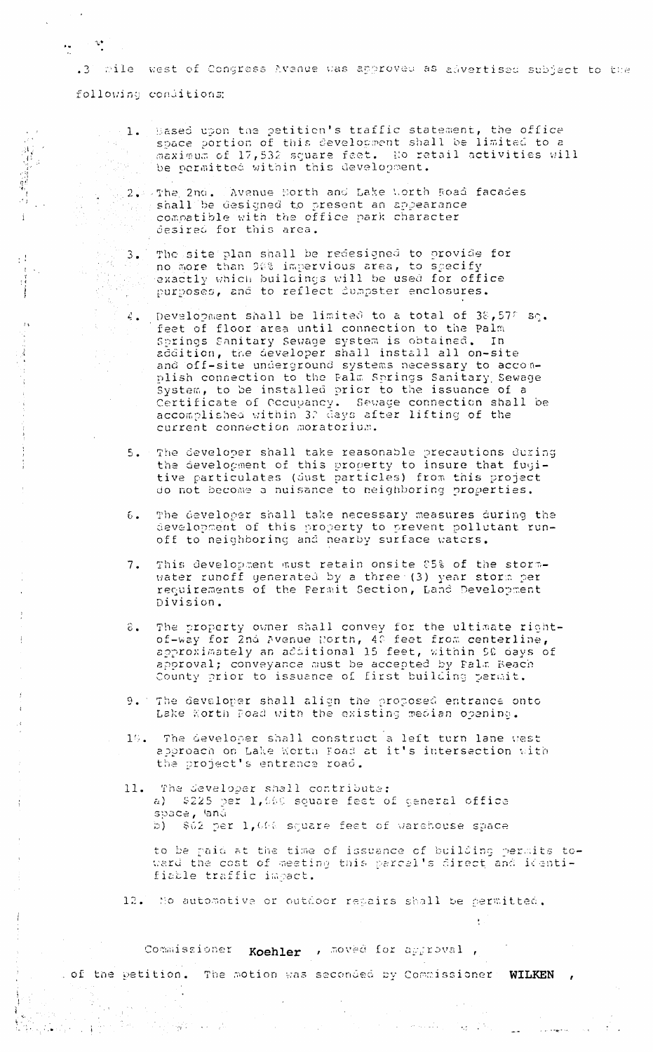.3 mile west of Congress Avenue was approved as advertised subject to the following conditions:

1. Based upon the petition's traffic statement, the office space portion of this development shall be limited to a maximum of 17,532 square feet. No retail activities will be permitted within this development.

2. The 2nd Avenue North and Lake Worth Road facades shall be designed to present an appearance compatible with the office park character desired for this area.

3. The site plan shall be redesigned to provide for no more than 90% impervious area, to specify exactly which buildings will be used for office purposes, and to reflect dumpster enclosures.

4. Development shall be limited to a total of 38,57? sq. feet of floor area until connection to the Palm Springs Sanitary Sewage system is obtained. In addition, the developer shall install all on-site and off-site underground systems necessary to accomplish connection to the Palm Springs Sanitary Sewage System, to be installed prior to the issuance of a Certificate of Occupancy. Sewage connection shall be accomplished within 30 days after lifting of the current connection moratorium.

5. The developer shall take reasonable precautions during the development of this property to insure that fugitive particulates (dust particles) from this project do not become a nuisance to neighboring properties.

6. The developer shall take necessary measures during the development of this property to prevent pollutant runoff to neighboring and nearby surface waters.

7. This development must retain onsite 85% of the stormwater runoff generated by a three (3) year storm per requirements of the Permit Section, Land Development Division.

8. The property owner shall convey for the ultimate right-of-way for 2nd Avenue North, 40 feet from centerline, approximately an additional 15 feet, within 90 days of approval; conveyance must be accepted by Palm Beach County prior to issuance of first building permit.

9. The developer shall align the proposed entrance onto Lake Worth Road with the existing median opening.

10. The developer shall construct a left turn lane west approach on Lake Worth Road at it's intersection with the project's entrance road.

11. The developer shall contribute:
 a) $225 per 1,000 square feet of general office space, and
 b) $62 per 1,000 square feet of warehouse space

 to be paid at the time of issuance of building permits toward the cost of meeting this parcel's direct and identifiable traffic impact.

12. No automotive or outdoor repairs shall be permitted.

Commissioner **Koehler**, moved for approval, of the petition. The motion was seconded by Commissioner **WILKEN**,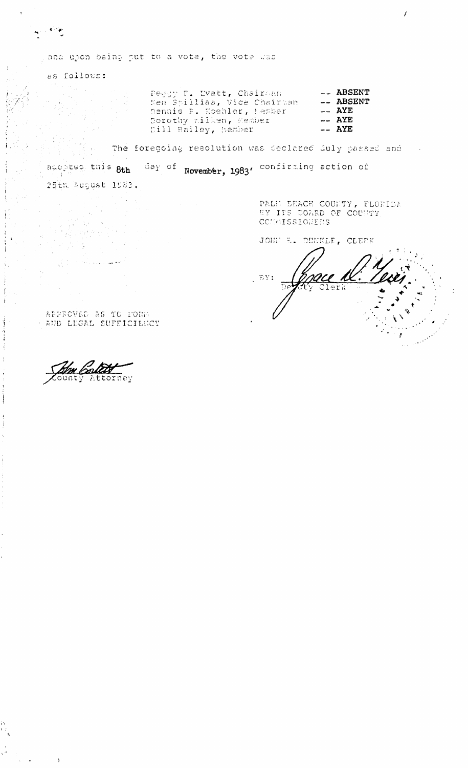and upon being put to a vote, the vote was as follows:

| | |
|---|---|
| Peggy E. Evatt, Chairman | -- ABSENT |
| Ken Spillias, Vice Chairman | -- ABSENT |
| Dennis P. Koehler, Member | -- AYE |
| Dorothy Wilken, Member | -- AYE |
| Bill Bailey, Member | -- AYE |

The foregoing resolution was declared duly passed and adopted this 8th day of November, 1983, confirming action of 25th August 1983.

PALM BEACH COUNTY, FLORIDA
BY ITS BOARD OF COUNTY
COMMISSIONERS

JOHN B. DUNKLE, CLERK

BY: Grace M. Yeoi
Deputy Clerk

APPROVED AS TO FORM
AND LEGAL SUFFICIENCY

County Attorney